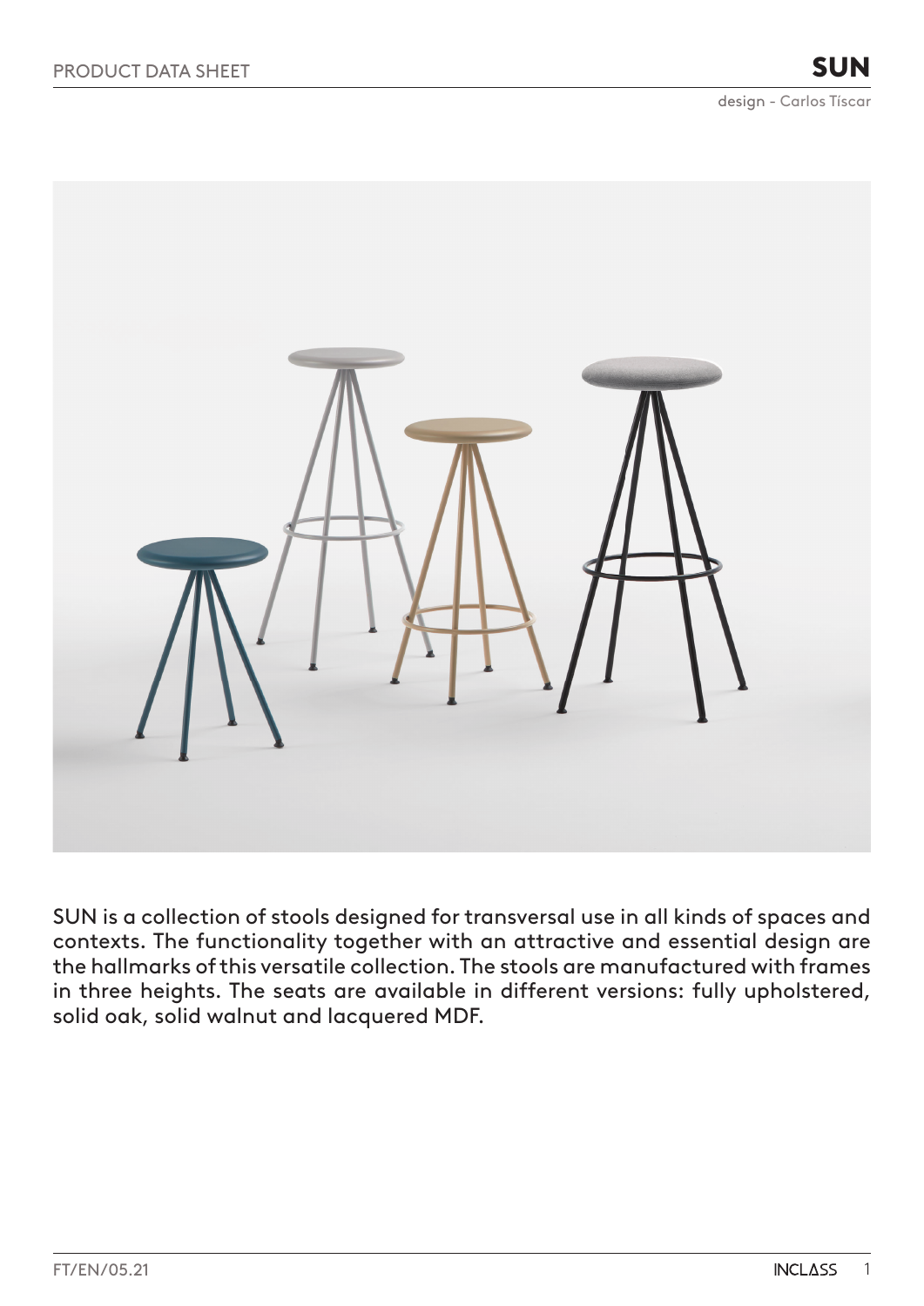# SUN

design - Carlos Tíscar

SUN is a collection of stools designed for transversal use in all kinds of spaces and contexts. The functionality together with an attractive and essential design are the hallmarks of this versatile collection. The stools are manufactured with frames in three heights. The seats are available in different versions: fully upholstered, solid oak, solid walnut and lacquered MDF.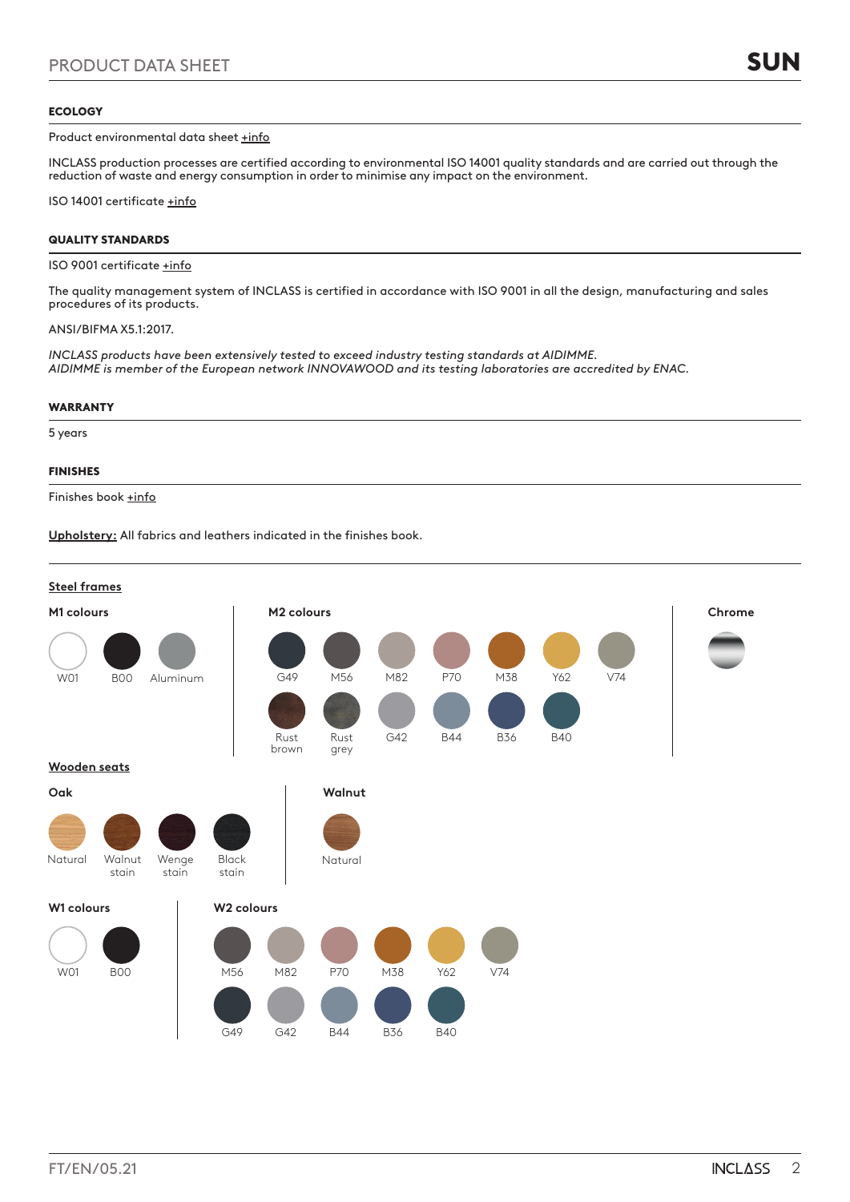## ECOLOGY

Product environmental data sheet +info

INCLASS production processes are certified according to environmental ISO 14001 quality standards and are carried out through the reduction of waste and energy consumption in order to minimise any impact on the environment.

ISO 14001 certificate +info

## QUALITY STANDARDS

ISO 9001 certificate +info

The quality management system of INCLASS is certified in accordance with ISO 9001 in all the design, manufacturing and sales procedures of its products.

ANSI/BIFMA X5.1:2017.

*INCLASS products have been extensively tested to exceed industry testing standards at AIDIMME.*
*AIDIMME is member of the European network INNOVAWOOD and its testing laboratories are accredited by ENAC.*

## WARRANTY

5 years

## FINISHES

Finises book +info

**Upholstery:** All fabrics and leathers indicated in the finishes book.

**Steel frames**

**M1 colours**

W01, B00, Aluminum

**M2 colours**

G49, M56, M82, P70, M38, Y62, V74, Rust brown, Rust grey, G42, B44, B36, B40

**Chrome**

**Wooden seats**

**Oak**

Natural, Walnut stain, Wenge stain, Black stain

**Walnut**

Natural

**W1 colours**

W01, B00

**W2 colours**

M56, M82, P70, M38, Y62, V74, G49, G42, B44, B36, B40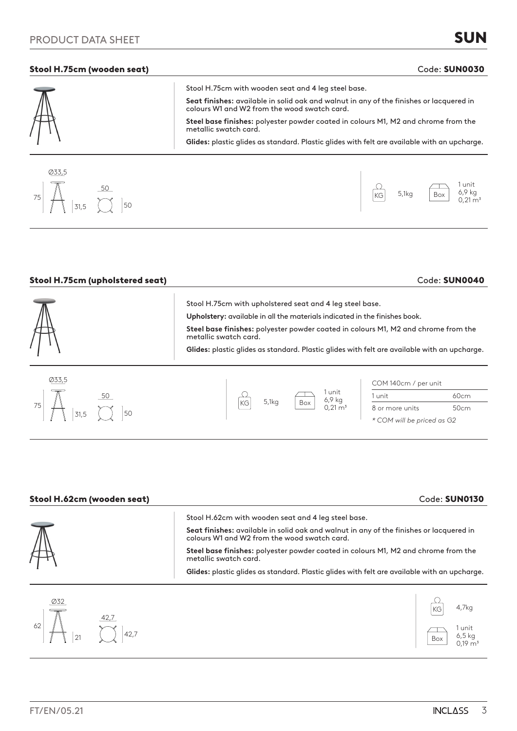## Stool H.75cm (wooden seat)

Code: **SUN0030**

Stool H.75cm with wooden seat and 4 leg steel base.

**Seat finishes:** available in solid oak and walnut in any of the finishes or lacquered in colours W1 and W2 from the wood swatch card.

**Steel base finishes:** polyester powder coated in colours M1, M2 and chrome from the metallic swatch card.

**Glides:** plastic glides as standard. Plastic glides with felt are available with an upcharge.

Ø33,5 | 75 | 31,5 | 50 | 50

KG 5,1kg

Box: 1 unit, 6,9 kg, 0,21 m³

## Stool H.75cm (upholstered seat)

Code: **SUN0040**

Stool H.75cm with upholstered seat and 4 leg steel base.

**Upholstery:** available in all the materials indicated in the finishes book.

**Steel base finishes:** polyester powder coated in colours M1, M2 and chrome from the metallic swatch card.

**Glides:** plastic glides as standard. Plastic glides with felt are available with an upcharge.

Ø33,5 | 75 | 31,5 | 50 | 50

KG 5,1kg

Box: 1 unit, 6,9 kg, 0,21 m³

| COM 140cm / per unit | |
|---|---|
| 1 unit | 60cm |
| 8 or more units | 50cm |

*\* COM will be priced as G2*

## Stool H.62cm (wooden seat)

Code: **SUN0130**

Stool H.62cm with wooden seat and 4 leg steel base.

**Seat finishes:** available in solid oak and walnut in any of the finishes or lacquered in colours W1 and W2 from the wood swatch card.

**Steel base finishes:** polyester powder coated in colours M1, M2 and chrome from the metallic swatch card.

**Glides:** plastic glides as standard. Plastic glides with felt are available with an upcharge.

Ø32 | 62 | 21 | 42,7 | 42,7

KG 4,7kg

Box: 1 unit, 6,5 kg, 0,19 m³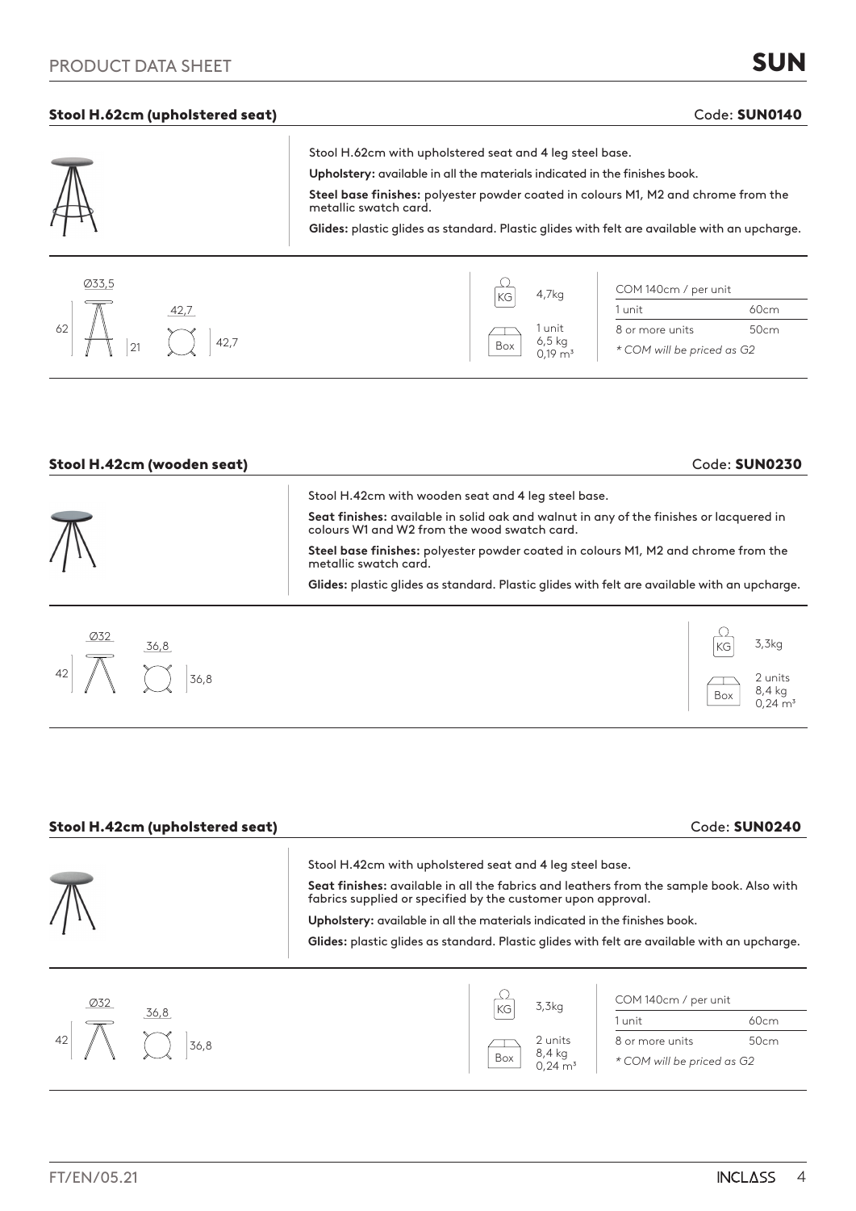# PRODUCT DATA SHEET

## Stool H.62cm (upholstered seat)

Code: **SUN0140**

Stool H.62cm with upholstered seat and 4 leg steel base.

**Upholstery:** available in all the materials indicated in the finishes book.

**Steel base finishes:** polyester powder coated in colours M1, M2 and chrome from the metallic swatch card.

**Glides:** plastic glides as standard. Plastic glides with felt are available with an upcharge.

Ø33,5 — 62 — 21 — 42,7 — 42,7

KG: 4,7kg

Box: 1 unit, 6,5 kg, 0,19 m³

| COM 140cm / per unit | |
|---|---|
| 1 unit | 60cm |
| 8 or more units | 50cm |

*\* COM will be priced as G2*

## Stool H.42cm (wooden seat)

Code: **SUN0230**

Stool H.42cm with wooden seat and 4 leg steel base.

**Seat finishes:** available in solid oak and walnut in any of the finishes or lacquered in colours W1 and W2 from the wood swatch card.

**Steel base finishes:** polyester powder coated in colours M1, M2 and chrome from the metallic swatch card.

**Glides:** plastic glides as standard. Plastic glides with felt are available with an upcharge.

Ø32 — 42 — 36,8 — 36,8

KG: 3,3kg

Box: 2 units, 8,4 kg, 0,24 m³

## Stool H.42cm (upholstered seat)

Code: **SUN0240**

Stool H.42cm with upholstered seat and 4 leg steel base.

**Seat finishes:** available in all the fabrics and leathers from the sample book. Also with fabrics supplied or specified by the customer upon approval.

**Upholstery:** available in all the materials indicated in the finishes book.

**Glides:** plastic glides as standard. Plastic glides with felt are available with an upcharge.

Ø32 — 42 — 36,8 — 36,8

KG: 3,3kg

Box: 2 units, 8,4 kg, 0,24 m³

| COM 140cm / per unit | |
|---|---|
| 1 unit | 60cm |
| 8 or more units | 50cm |

*\* COM will be priced as G2*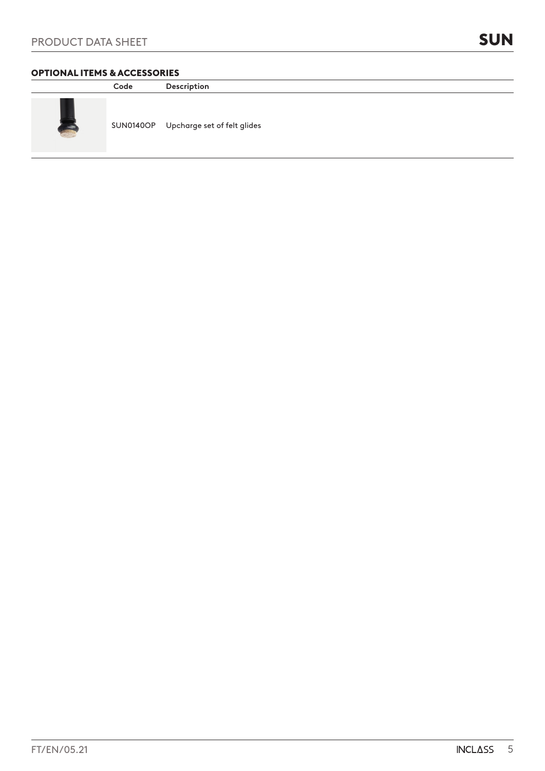## OPTIONAL ITEMS & ACCESSORIES

| | Code | Description |
|---|---|---|
| | SUN0140OP | Upcharge set of felt glides |